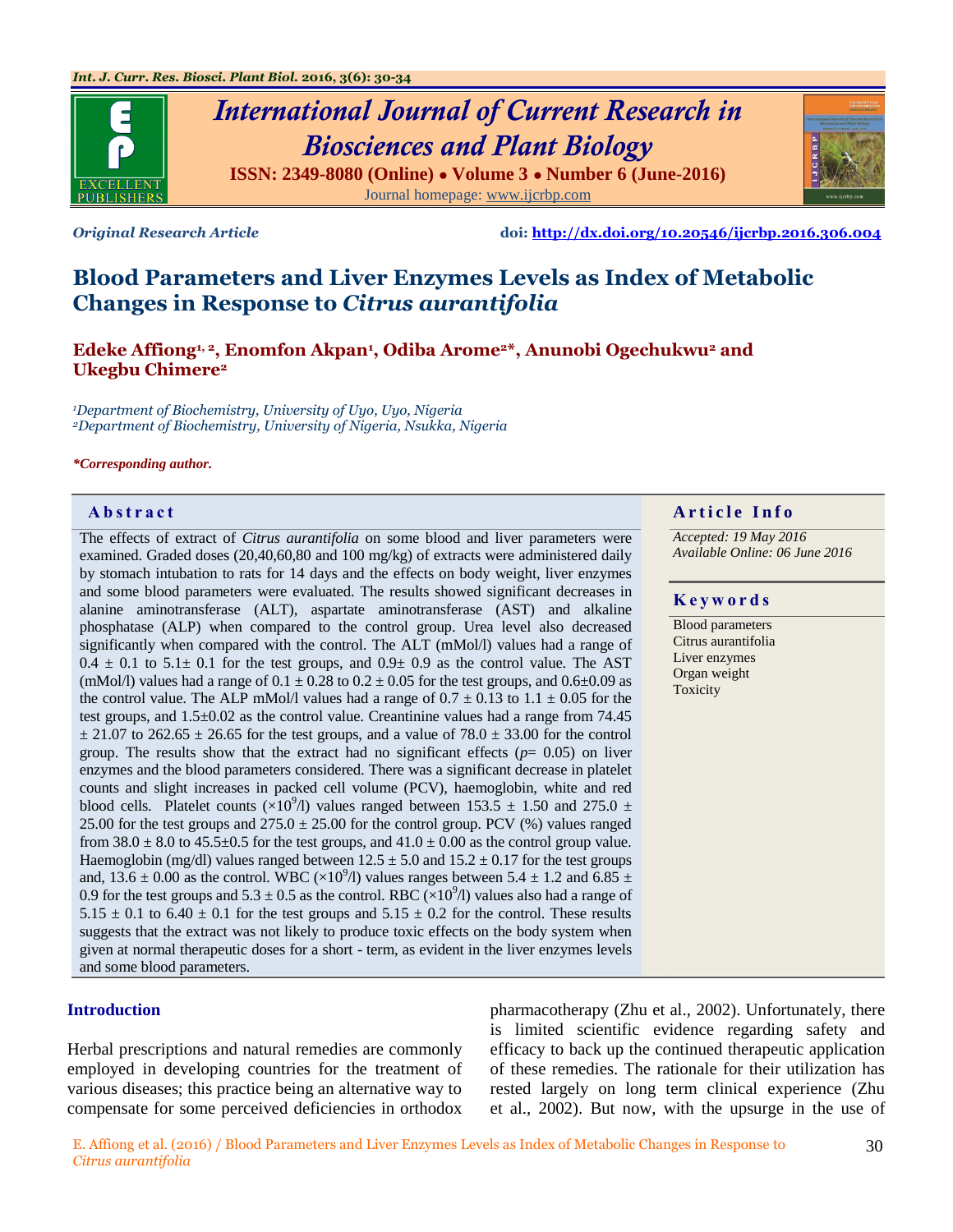*Original Research Article* **doi: http://dx.doi.org/10.20546/ijcrbp.2016.306.004**

# Blood Parameters and Liver Enzymes Levels as Index of Metabolic Changes in Response to *Citrus aurantifolia*

**Edeke Affiong[1, 2], Enomfon Akpan[1], Odiba Arome[2*], Anunobi Ogechukwu[2] and Ukegbu Chimere[2]**

*[1]Department of Biochemistry, University of Uyo, Uyo, Nigeria*
*[2]Department of Biochemistry, University of Nigeria, Nsukka, Nigeria*

***Corresponding author.**

## Abstract

The effects of extract of *Citrus aurantifolia* on some blood and liver parameters were examined. Graded doses (20,40,60,80 and 100 mg/kg) of extracts were administered daily by stomach intubation to rats for 14 days and the effects on body weight, liver enzymes and some blood parameters were evaluated. The results showed significant decreases in alanine aminotransferase (ALT), aspartate aminotransferase (AST) and alkaline phosphatase (ALP) when compared to the control group. Urea level also decreased significantly when compared with the control. The ALT (mMol/l) values had a range of 0.4 ± 0.1 to 5.1± 0.1 for the test groups, and 0.9± 0.9 as the control value. The AST (mMol/l) values had a range of 0.1 ± 0.28 to 0.2 ± 0.05 for the test groups, and 0.6±0.09 as the control value. The ALP mMol/l values had a range of 0.7 ± 0.13 to 1.1 ± 0.05 for the test groups, and 1.5±0.02 as the control value. Creantinine values had a range from 74.45 ± 21.07 to 262.65 ± 26.65 for the test groups, and a value of 78.0 ± 33.00 for the control group. The results show that the extract had no significant effects ($p$= 0.05) on liver enzymes and the blood parameters considered. There was a significant decrease in platelet counts and slight increases in packed cell volume (PCV), haemoglobin, white and red blood cells. Platelet counts (×$10^9$/l) values ranged between 153.5 ± 1.50 and 275.0 ± 25.00 for the test groups and 275.0 ± 25.00 for the control group. PCV (%) values ranged from 38.0 ± 8.0 to 45.5±0.5 for the test groups, and 41.0 ± 0.00 as the control group value. Haemoglobin (mg/dl) values ranged between 12.5 ± 5.0 and 15.2 ± 0.17 for the test groups and, 13.6 ± 0.00 as the control. WBC (×$10^9$/l) values ranges between 5.4 ± 1.2 and 6.85 ± 0.9 for the test groups and 5.3 ± 0.5 as the control. RBC (×$10^9$/l) values also had a range of 5.15 ± 0.1 to 6.40 ± 0.1 for the test groups and 5.15 ± 0.2 for the control. These results suggests that the extract was not likely to produce toxic effects on the body system when given at normal therapeutic doses for a short - term, as evident in the liver enzymes levels and some blood parameters.

## Article Info

*Accepted: 19 May 2016*
*Available Online: 06 June 2016*

## Keywords

Blood parameters
Citrus aurantifolia
Liver enzymes
Organ weight
Toxicity

## Introduction

Herbal prescriptions and natural remedies are commonly employed in developing countries for the treatment of various diseases; this practice being an alternative way to compensate for some perceived deficiencies in orthodox pharmacotherapy (Zhu et al., 2002). Unfortunately, there is limited scientific evidence regarding safety and efficacy to back up the continued therapeutic application of these remedies. The rationale for their utilization has rested largely on long term clinical experience (Zhu et al., 2002). But now, with the upsurge in the use of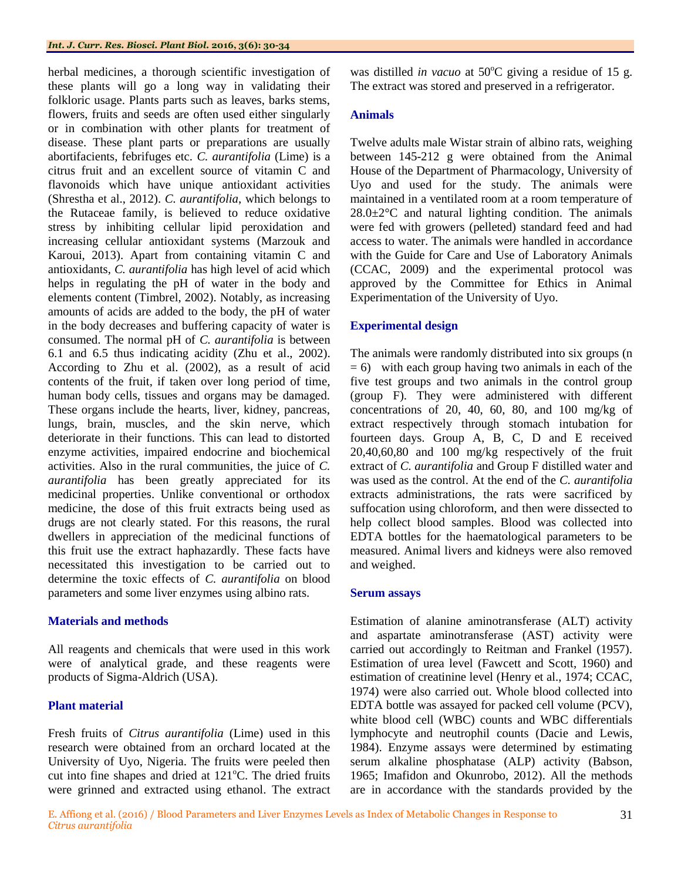herbal medicines, a thorough scientific investigation of these plants will go a long way in validating their folkloric usage. Plants parts such as leaves, barks stems, flowers, fruits and seeds are often used either singularly or in combination with other plants for treatment of disease. These plant parts or preparations are usually abortifacients, febrifuges etc. *C. aurantifolia* (Lime) is a citrus fruit and an excellent source of vitamin C and flavonoids which have unique antioxidant activities (Shrestha et al., 2012). *C. aurantifolia*, which belongs to the Rutaceae family, is believed to reduce oxidative stress by inhibiting cellular lipid peroxidation and increasing cellular antioxidant systems (Marzouk and Karoui, 2013). Apart from containing vitamin C and antioxidants, *C. aurantifolia* has high level of acid which helps in regulating the pH of water in the body and elements content (Timbrel, 2002). Notably, as increasing amounts of acids are added to the body, the pH of water in the body decreases and buffering capacity of water is consumed. The normal pH of *C. aurantifolia* is between 6.1 and 6.5 thus indicating acidity (Zhu et al., 2002). According to Zhu et al. (2002), as a result of acid contents of the fruit, if taken over long period of time, human body cells, tissues and organs may be damaged. These organs include the hearts, liver, kidney, pancreas, lungs, brain, muscles, and the skin nerve, which deteriorate in their functions. This can lead to distorted enzyme activities, impaired endocrine and biochemical activities. Also in the rural communities, the juice of *C. aurantifolia* has been greatly appreciated for its medicinal properties. Unlike conventional or orthodox medicine, the dose of this fruit extracts being used as drugs are not clearly stated. For this reasons, the rural dwellers in appreciation of the medicinal functions of this fruit use the extract haphazardly. These facts have necessitated this investigation to be carried out to determine the toxic effects of *C. aurantifolia* on blood parameters and some liver enzymes using albino rats.

## Materials and methods

All reagents and chemicals that were used in this work were of analytical grade, and these reagents were products of Sigma-Aldrich (USA).

### Plant material

Fresh fruits of *Citrus aurantifolia* (Lime) used in this research were obtained from an orchard located at the University of Uyo, Nigeria. The fruits were peeled then cut into fine shapes and dried at 121°C. The dried fruits were grinned and extracted using ethanol. The extract was distilled *in vacuo* at 50°C giving a residue of 15 g. The extract was stored and preserved in a refrigerator.

### Animals

Twelve adults male Wistar strain of albino rats, weighing between 145-212 g were obtained from the Animal House of the Department of Pharmacology, University of Uyo and used for the study. The animals were maintained in a ventilated room at a room temperature of 28.0±2°C and natural lighting condition. The animals were fed with growers (pelleted) standard feed and had access to water. The animals were handled in accordance with the Guide for Care and Use of Laboratory Animals (CCAC, 2009) and the experimental protocol was approved by the Committee for Ethics in Animal Experimentation of the University of Uyo.

### Experimental design

The animals were randomly distributed into six groups ($n = 6$) with each group having two animals in each of the five test groups and two animals in the control group (group F). They were administered with different concentrations of 20, 40, 60, 80, and 100 mg/kg of extract respectively through stomach intubation for fourteen days. Group A, B, C, D and E received 20,40,60,80 and 100 mg/kg respectively of the fruit extract of *C. aurantifolia* and Group F distilled water and was used as the control. At the end of the *C. aurantifolia* extracts administrations, the rats were sacrificed by suffocation using chloroform, and then were dissected to help collect blood samples. Blood was collected into EDTA bottles for the haematological parameters to be measured. Animal livers and kidneys were also removed and weighed.

### Serum assays

Estimation of alanine aminotransferase (ALT) activity and aspartate aminotransferase (AST) activity were carried out accordingly to Reitman and Frankel (1957). Estimation of urea level (Fawcett and Scott, 1960) and estimation of creatinine level (Henry et al., 1974; CCAC, 1974) were also carried out. Whole blood collected into EDTA bottle was assayed for packed cell volume (PCV), white blood cell (WBC) counts and WBC differentials lymphocyte and neutrophil counts (Dacie and Lewis, 1984). Enzyme assays were determined by estimating serum alkaline phosphatase (ALP) activity (Babson, 1965; Imafidon and Okunrobo, 2012). All the methods are in accordance with the standards provided by the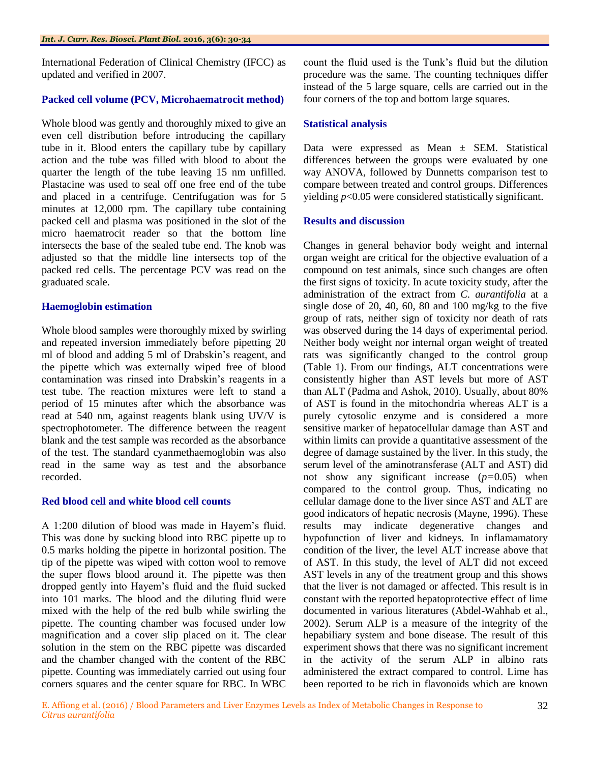International Federation of Clinical Chemistry (IFCC) as updated and verified in 2007.

### Packed cell volume (PCV, Microhaematrocit method)

Whole blood was gently and thoroughly mixed to give an even cell distribution before introducing the capillary tube in it. Blood enters the capillary tube by capillary action and the tube was filled with blood to about the quarter the length of the tube leaving 15 nm unfilled. Plastacine was used to seal off one free end of the tube and placed in a centrifuge. Centrifugation was for 5 minutes at 12,000 rpm. The capillary tube containing packed cell and plasma was positioned in the slot of the micro haematrocit reader so that the bottom line intersects the base of the sealed tube end. The knob was adjusted so that the middle line intersects top of the packed red cells. The percentage PCV was read on the graduated scale.

### Haemoglobin estimation

Whole blood samples were thoroughly mixed by swirling and repeated inversion immediately before pipetting 20 ml of blood and adding 5 ml of Drabskin's reagent, and the pipette which was externally wiped free of blood contamination was rinsed into Drabskin's reagents in a test tube. The reaction mixtures were left to stand a period of 15 minutes after which the absorbance was read at 540 nm, against reagents blank using UV/V is spectrophotometer. The difference between the reagent blank and the test sample was recorded as the absorbance of the test. The standard cyanmethaemoglobin was also read in the same way as test and the absorbance recorded.

### Red blood cell and white blood cell counts

A 1:200 dilution of blood was made in Hayem's fluid. This was done by sucking blood into RBC pipette up to 0.5 marks holding the pipette in horizontal position. The tip of the pipette was wiped with cotton wool to remove the super flows blood around it. The pipette was then dropped gently into Hayem's fluid and the fluid sucked into 101 marks. The blood and the diluting fluid were mixed with the help of the red bulb while swirling the pipette. The counting chamber was focused under low magnification and a cover slip placed on it. The clear solution in the stem on the RBC pipette was discarded and the chamber changed with the content of the RBC pipette. Counting was immediately carried out using four corners squares and the center square for RBC. In WBC count the fluid used is the Tunk's fluid but the dilution procedure was the same. The counting techniques differ instead of the 5 large square, cells are carried out in the four corners of the top and bottom large squares.

### Statistical analysis

Data were expressed as Mean ± SEM. Statistical differences between the groups were evaluated by one way ANOVA, followed by Dunnetts comparison test to compare between treated and control groups. Differences yielding $p<0.05$ were considered statistically significant.

## Results and discussion

Changes in general behavior body weight and internal organ weight are critical for the objective evaluation of a compound on test animals, since such changes are often the first signs of toxicity. In acute toxicity study, after the administration of the extract from *C. aurantifolia* at a single dose of 20, 40, 60, 80 and 100 mg/kg to the five group of rats, neither sign of toxicity nor death of rats was observed during the 14 days of experimental period. Neither body weight nor internal organ weight of treated rats was significantly changed to the control group (Table 1). From our findings, ALT concentrations were consistently higher than AST levels but more of AST than ALT (Padma and Ashok, 2010). Usually, about 80% of AST is found in the mitochondria whereas ALT is a purely cytosolic enzyme and is considered a more sensitive marker of hepatocellular damage than AST and within limits can provide a quantitative assessment of the degree of damage sustained by the liver. In this study, the serum level of the aminotransferase (ALT and AST) did not show any significant increase ($p=0.05$) when compared to the control group. Thus, indicating no cellular damage done to the liver since AST and ALT are good indicators of hepatic necrosis (Mayne, 1996). These results may indicate degenerative changes and hypofunction of liver and kidneys. In inflamamatory condition of the liver, the level ALT increase above that of AST. In this study, the level of ALT did not exceed AST levels in any of the treatment group and this shows that the liver is not damaged or affected. This result is in constant with the reported hepatoprotective effect of lime documented in various literatures (Abdel-Wahhab et al., 2002). Serum ALP is a measure of the integrity of the hepabiliary system and bone disease. The result of this experiment shows that there was no significant increment in the activity of the serum ALP in albino rats administered the extract compared to control. Lime has been reported to be rich in flavonoids which are known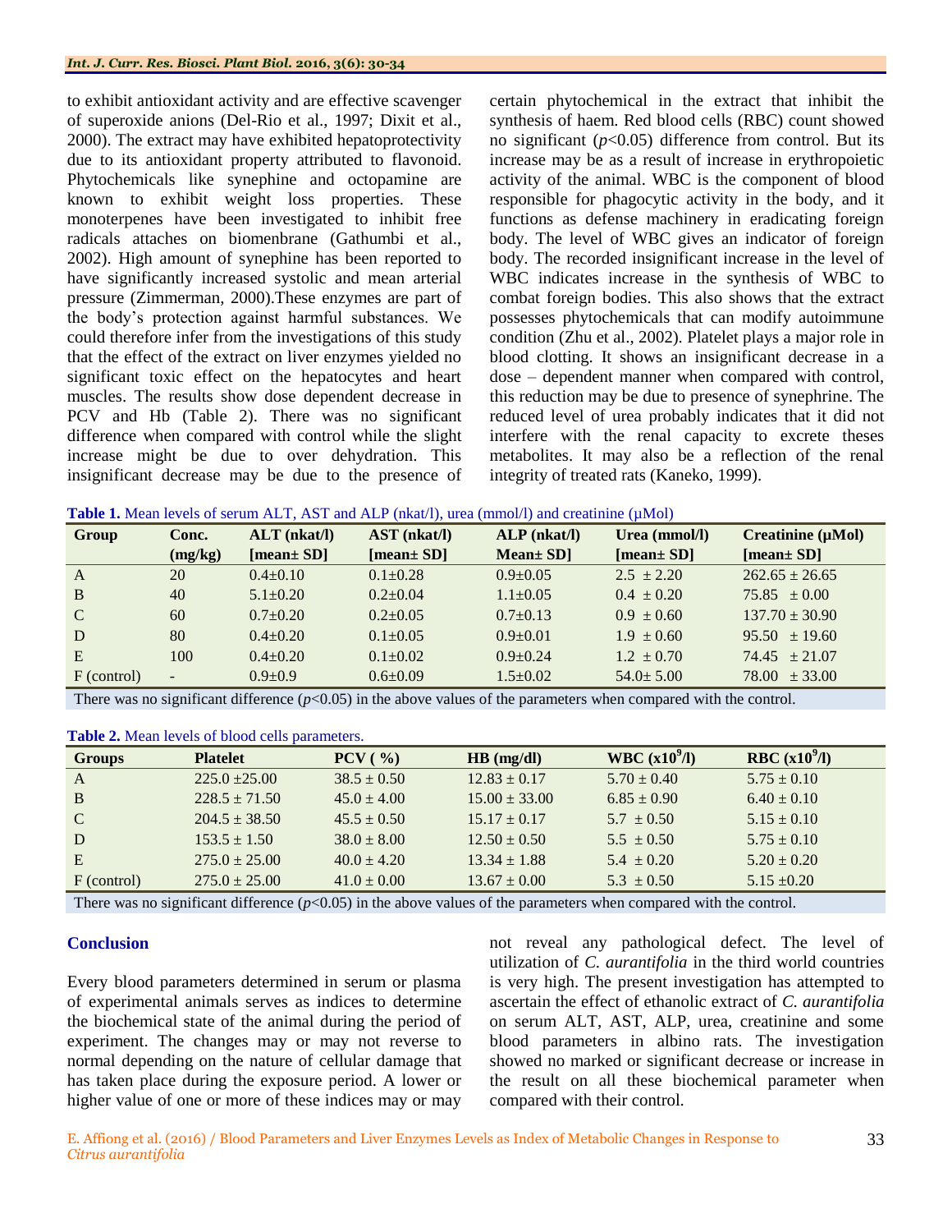to exhibit antioxidant activity and are effective scavenger of superoxide anions (Del-Rio et al., 1997; Dixit et al., 2000). The extract may have exhibited hepatoprotectivity due to its antioxidant property attributed to flavonoid. Phytochemicals like synephine and octopamine are known to exhibit weight loss properties. These monoterpenes have been investigated to inhibit free radicals attaches on biomenbrane (Gathumbi et al., 2002). High amount of synephine has been reported to have significantly increased systolic and mean arterial pressure (Zimmerman, 2000).These enzymes are part of the body's protection against harmful substances. We could therefore infer from the investigations of this study that the effect of the extract on liver enzymes yielded no significant toxic effect on the hepatocytes and heart muscles. The results show dose dependent decrease in PCV and Hb (Table 2). There was no significant difference when compared with control while the slight increase might be due to over dehydration. This insignificant decrease may be due to the presence of certain phytochemical in the extract that inhibit the synthesis of haem. Red blood cells (RBC) count showed no significant ($p$<0.05) difference from control. But its increase may be as a result of increase in erythropoietic activity of the animal. WBC is the component of blood responsible for phagocytic activity in the body, and it functions as defense machinery in eradicating foreign body. The level of WBC gives an indicator of foreign body. The recorded insignificant increase in the level of WBC indicates increase in the synthesis of WBC to combat foreign bodies. This also shows that the extract possesses phytochemicals that can modify autoimmune condition (Zhu et al., 2002). Platelet plays a major role in blood clotting. It shows an insignificant decrease in a dose – dependent manner when compared with control, this reduction may be due to presence of synephrine. The reduced level of urea probably indicates that it did not interfere with the renal capacity to excrete theses metabolites. It may also be a reflection of the renal integrity of treated rats (Kaneko, 1999).

**Table 1.** Mean levels of serum ALT, AST and ALP (nkat/l), urea (mmol/l) and creatinine (μMol)

| Group | Conc. (mg/kg) | ALT (nkat/l) [mean± SD] | AST (nkat/l) [mean± SD] | ALP (nkat/l) Mean± SD] | Urea (mmol/l) [mean± SD] | Creatinine (μMol) [mean± SD] |
|---|---|---|---|---|---|---|
| A | 20 | 0.4±0.10 | 0.1±0.28 | 0.9±0.05 | 2.5 ± 2.20 | 262.65 ± 26.65 |
| B | 40 | 5.1±0.20 | 0.2±0.04 | 1.1±0.05 | 0.4 ± 0.20 | 75.85 ± 0.00 |
| C | 60 | 0.7±0.20 | 0.2±0.05 | 0.7±0.13 | 0.9 ± 0.60 | 137.70 ± 30.90 |
| D | 80 | 0.4±0.20 | 0.1±0.05 | 0.9±0.01 | 1.9 ± 0.60 | 95.50 ± 19.60 |
| E | 100 | 0.4±0.20 | 0.1±0.02 | 0.9±0.24 | 1.2 ± 0.70 | 74.45 ± 21.07 |
| F (control) | - | 0.9±0.9 | 0.6±0.09 | 1.5±0.02 | 54.0± 5.00 | 78.00 ± 33.00 |

There was no significant difference ($p$<0.05) in the above values of the parameters when compared with the control.

**Table 2.** Mean levels of blood cells parameters.

| Groups | Platelet | PCV ( %) | HB (mg/dl) | WBC (x10$^9$/l) | RBC (x10$^9$/l) |
|---|---|---|---|---|---|
| A | 225.0 ±25.00 | 38.5 ± 0.50 | 12.83 ± 0.17 | 5.70 ± 0.40 | 5.75 ± 0.10 |
| B | 228.5 ± 71.50 | 45.0 ± 4.00 | 15.00 ± 33.00 | 6.85 ± 0.90 | 6.40 ± 0.10 |
| C | 204.5 ± 38.50 | 45.5 ± 0.50 | 15.17 ± 0.17 | 5.7 ± 0.50 | 5.15 ± 0.10 |
| D | 153.5 ± 1.50 | 38.0 ± 8.00 | 12.50 ± 0.50 | 5.5 ± 0.50 | 5.75 ± 0.10 |
| E | 275.0 ± 25.00 | 40.0 ± 4.20 | 13.34 ± 1.88 | 5.4 ± 0.20 | 5.20 ± 0.20 |
| F (control) | 275.0 ± 25.00 | 41.0 ± 0.00 | 13.67 ± 0.00 | 5.3 ± 0.50 | 5.15 ±0.20 |

There was no significant difference ($p$<0.05) in the above values of the parameters when compared with the control.

## Conclusion

Every blood parameters determined in serum or plasma of experimental animals serves as indices to determine the biochemical state of the animal during the period of experiment. The changes may or may not reverse to normal depending on the nature of cellular damage that has taken place during the exposure period. A lower or higher value of one or more of these indices may or may not reveal any pathological defect. The level of utilization of *C. aurantifolia* in the third world countries is very high. The present investigation has attempted to ascertain the effect of ethanolic extract of *C. aurantifolia* on serum ALT, AST, ALP, urea, creatinine and some blood parameters in albino rats. The investigation showed no marked or significant decrease or increase in the result on all these biochemical parameter when compared with their control.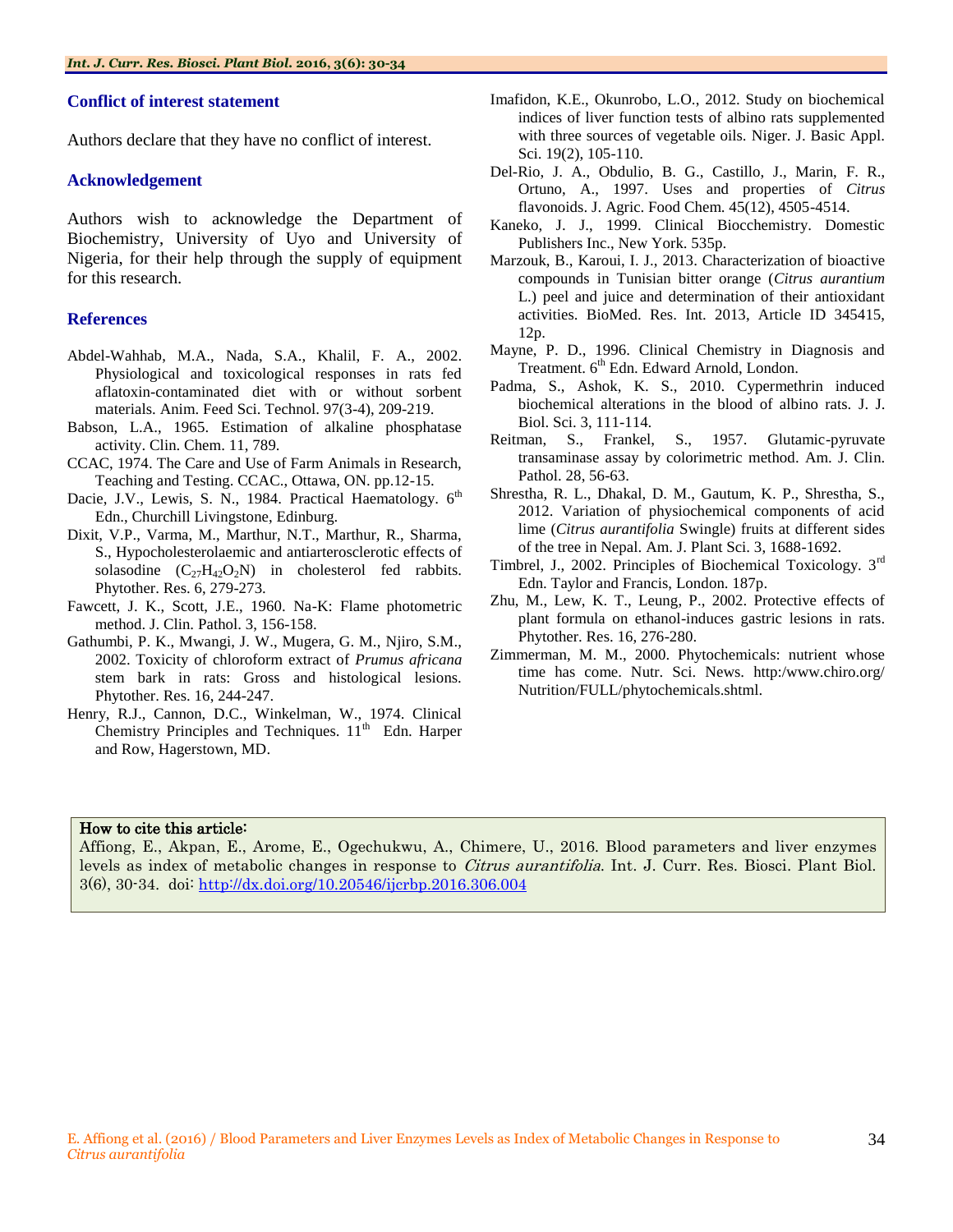## Conflict of interest statement

Authors declare that they have no conflict of interest.

## Acknowledgement

Authors wish to acknowledge the Department of Biochemistry, University of Uyo and University of Nigeria, for their help through the supply of equipment for this research.

## References

Abdel-Wahhab, M.A., Nada, S.A., Khalil, F. A., 2002. Physiological and toxicological responses in rats fed aflatoxin-contaminated diet with or without sorbent materials. Anim. Feed Sci. Technol. 97(3-4), 209-219.

Babson, L.A., 1965. Estimation of alkaline phosphatase activity. Clin. Chem. 11, 789.

CCAC, 1974. The Care and Use of Farm Animals in Research, Teaching and Testing. CCAC., Ottawa, ON. pp.12-15.

Dacie, J.V., Lewis, S. N., 1984. Practical Haematology. 6th Edn., Churchill Livingstone, Edinburg.

Dixit, V.P., Varma, M., Marthur, N.T., Marthur, R., Sharma, S., Hypocholesterolaemic and antiarterosclerotic effects of solasodine ($C_{27}H_{42}O_2N$) in cholesterol fed rabbits. Phytother. Res. 6, 279-273.

Fawcett, J. K., Scott, J.E., 1960. Na-K: Flame photometric method. J. Clin. Pathol. 3, 156-158.

Gathumbi, P. K., Mwangi, J. W., Mugera, G. M., Njiro, S.M., 2002. Toxicity of chloroform extract of *Prumus africana* stem bark in rats: Gross and histological lesions. Phytother. Res. 16, 244-247.

Henry, R.J., Cannon, D.C., Winkelman, W., 1974. Clinical Chemistry Principles and Techniques. 11th Edn. Harper and Row, Hagerstown, MD.

Imafidon, K.E., Okunrobo, L.O., 2012. Study on biochemical indices of liver function tests of albino rats supplemented with three sources of vegetable oils. Niger. J. Basic Appl. Sci. 19(2), 105-110.

Del-Rio, J. A., Obdulio, B. G., Castillo, J., Marin, F. R., Ortuno, A., 1997. Uses and properties of *Citrus* flavonoids. J. Agric. Food Chem. 45(12), 4505-4514.

Kaneko, J. J., 1999. Clinical Biocchemistry. Domestic Publishers Inc., New York. 535p.

Marzouk, B., Karoui, I. J., 2013. Characterization of bioactive compounds in Tunisian bitter orange (*Citrus aurantium* L.) peel and juice and determination of their antioxidant activities. BioMed. Res. Int. 2013, Article ID 345415, 12p.

Mayne, P. D., 1996. Clinical Chemistry in Diagnosis and Treatment. 6th Edn. Edward Arnold, London.

Padma, S., Ashok, K. S., 2010. Cypermethrin induced biochemical alterations in the blood of albino rats. J. J. Biol. Sci. 3, 111-114.

Reitman, S., Frankel, S., 1957. Glutamic-pyruvate transaminase assay by colorimetric method. Am. J. Clin. Pathol. 28, 56-63.

Shrestha, R. L., Dhakal, D. M., Gautum, K. P., Shrestha, S., 2012. Variation of physiochemical components of acid lime (*Citrus aurantifolia* Swingle) fruits at different sides of the tree in Nepal. Am. J. Plant Sci. 3, 1688-1692.

Timbrel, J., 2002. Principles of Biochemical Toxicology. 3rd Edn. Taylor and Francis, London. 187p.

Zhu, M., Lew, K. T., Leung, P., 2002. Protective effects of plant formula on ethanol-induces gastric lesions in rats. Phytother. Res. 16, 276-280.

Zimmerman, M. M., 2000. Phytochemicals: nutrient whose time has come. Nutr. Sci. News. http:/www.chiro.org/Nutrition/FULL/phytochemicals.shtml.

**How to cite this article:**

Affiong, E., Akpan, E., Arome, E., Ogechukwu, A., Chimere, U., 2016. Blood parameters and liver enzymes levels as index of metabolic changes in response to *Citrus aurantifolia*. Int. J. Curr. Res. Biosci. Plant Biol. 3(6), 30-34. doi: http://dx.doi.org/10.20546/ijcrbp.2016.306.004